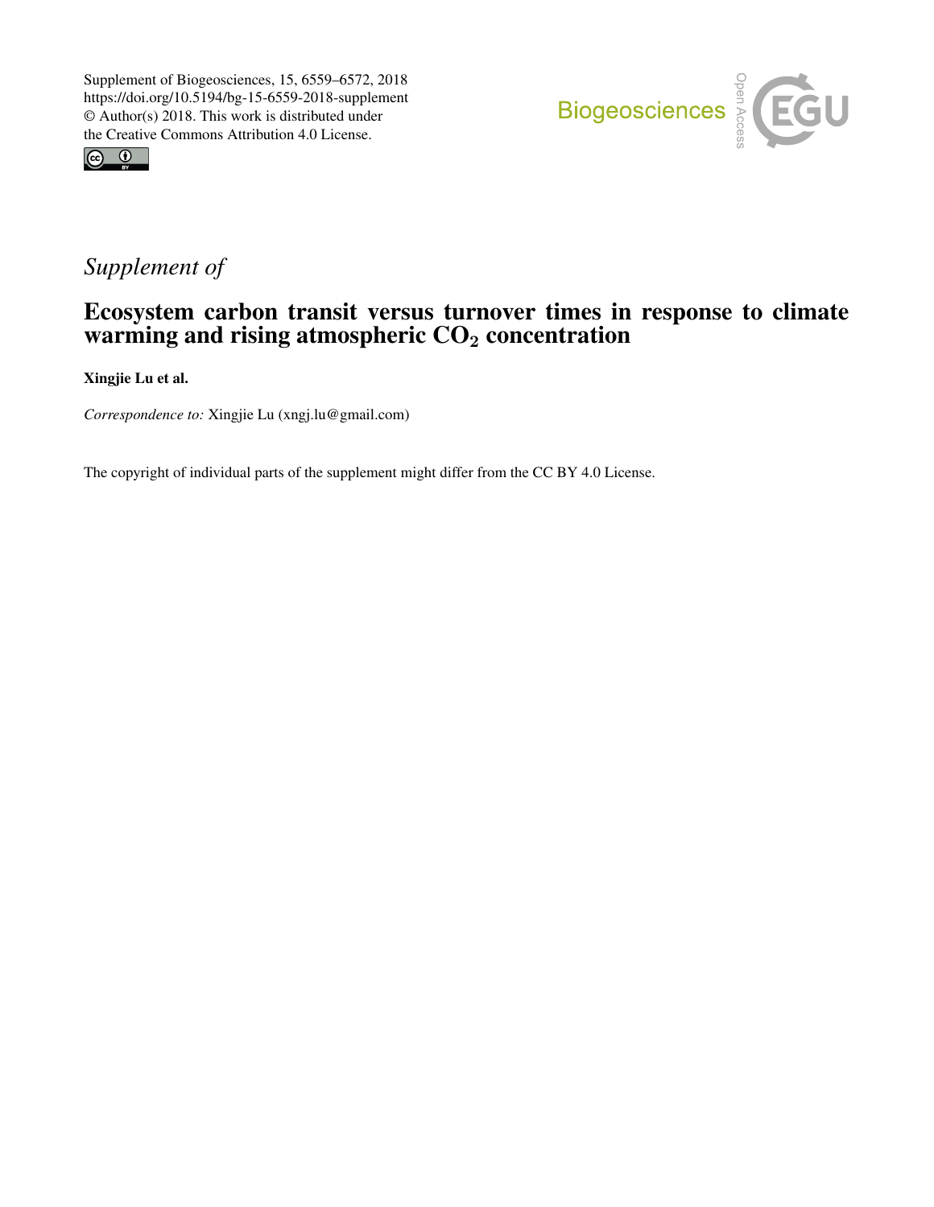Supplement of Biogeosciences, 15, 6559–6572, 2018
https://doi.org/10.5194/bg-15-6559-2018-supplement
© Author(s) 2018. This work is distributed under
the Creative Commons Attribution 4.0 License.

*Supplement of*

# Ecosystem carbon transit versus turnover times in response to climate warming and rising atmospheric $CO_2$ concentration

**Xingjie Lu et al.**

*Correspondence to:* Xingjie Lu (xngj.lu@gmail.com)

The copyright of individual parts of the supplement might differ from the CC BY 4.0 License.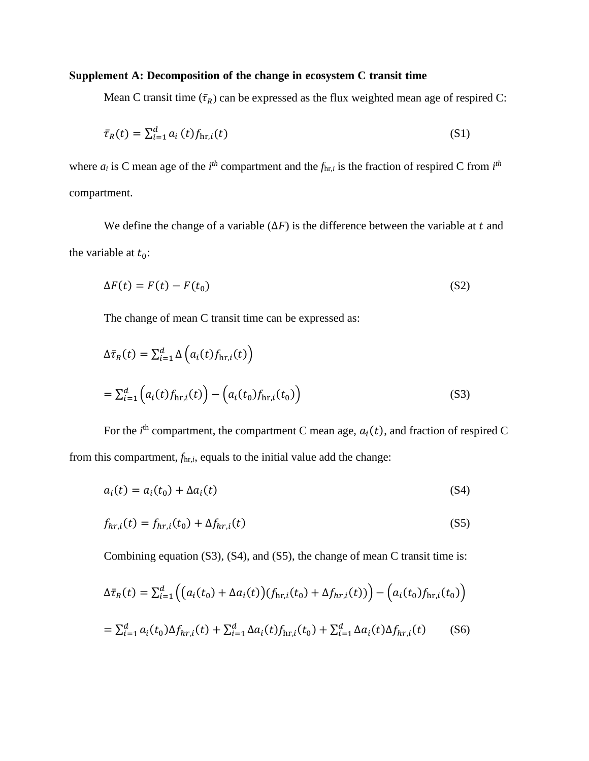**Supplement A: Decomposition of the change in ecosystem C transit time**

Mean C transit time ($\bar{\tau}_R$) can be expressed as the flux weighted mean age of respired C:

$$\bar{\tau}_R(t) = \sum_{i=1}^{d} a_i\,(t) f_{\mathrm{hr},i}(t) \tag{S1}$$

where $a_i$ is C mean age of the $i^{th}$ compartment and the $f_{\mathrm{hr},i}$ is the fraction of respired C from $i^{th}$ compartment.

We define the change of a variable ($\Delta F$) is the difference between the variable at $t$ and the variable at $t_0$:

$$\Delta F(t) = F(t) - F(t_0) \tag{S2}$$

The change of mean C transit time can be expressed as:

$$\Delta\bar{\tau}_R(t) = \sum_{i=1}^{d} \Delta\left(a_i(t) f_{\mathrm{hr},i}(t)\right)$$

$$= \sum_{i=1}^{d} \left(a_i(t) f_{\mathrm{hr},i}(t)\right) - \left(a_i(t_0) f_{\mathrm{hr},i}(t_0)\right) \tag{S3}$$

For the $i^{\text{th}}$ compartment, the compartment C mean age, $a_i(t)$, and fraction of respired C from this compartment, $f_{\mathrm{hr},i}$, equals to the initial value add the change:

$$a_i(t) = a_i(t_0) + \Delta a_i(t) \tag{S4}$$

$$f_{hr,i}(t) = f_{hr,i}(t_0) + \Delta f_{hr,i}(t) \tag{S5}$$

Combining equation (S3), (S4), and (S5), the change of mean C transit time is:

$$\Delta\bar{\tau}_R(t) = \sum_{i=1}^{d} \left(\left(a_i(t_0) + \Delta a_i(t)\right)\left(f_{\mathrm{hr},i}(t_0) + \Delta f_{hr,i}(t)\right)\right) - \left(a_i(t_0) f_{\mathrm{hr},i}(t_0)\right)$$

$$= \sum_{i=1}^{d} a_i(t_0)\Delta f_{hr,i}(t) + \sum_{i=1}^{d} \Delta a_i(t) f_{\mathrm{hr},i}(t_0) + \sum_{i=1}^{d} \Delta a_i(t)\Delta f_{hr,i}(t) \tag{S6}$$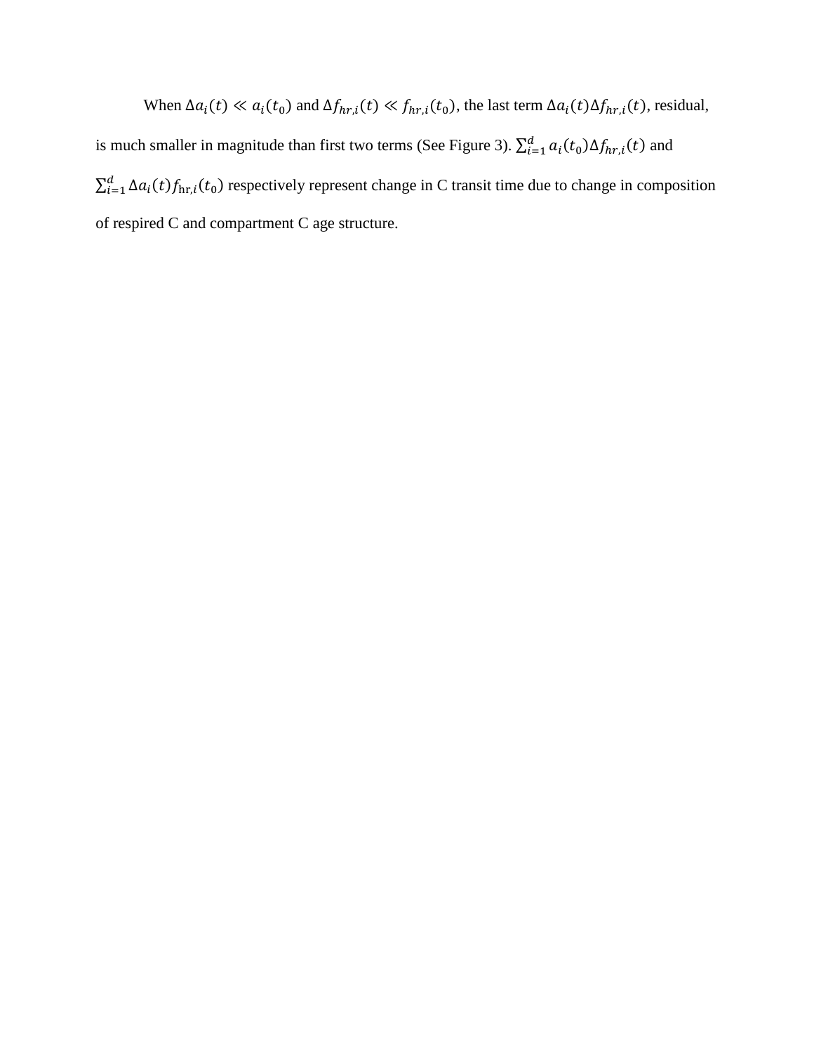When $\Delta a_i(t) \ll a_i(t_0)$ and $\Delta f_{hr,i}(t) \ll f_{hr,i}(t_0)$, the last term $\Delta a_i(t)\Delta f_{hr,i}(t)$, residual, is much smaller in magnitude than first two terms (See Figure 3). $\sum_{i=1}^{d} a_i(t_0)\Delta f_{hr,i}(t)$ and $\sum_{i=1}^{d} \Delta a_i(t) f_{\mathrm{hr},i}(t_0)$ respectively represent change in C transit time due to change in composition of respired C and compartment C age structure.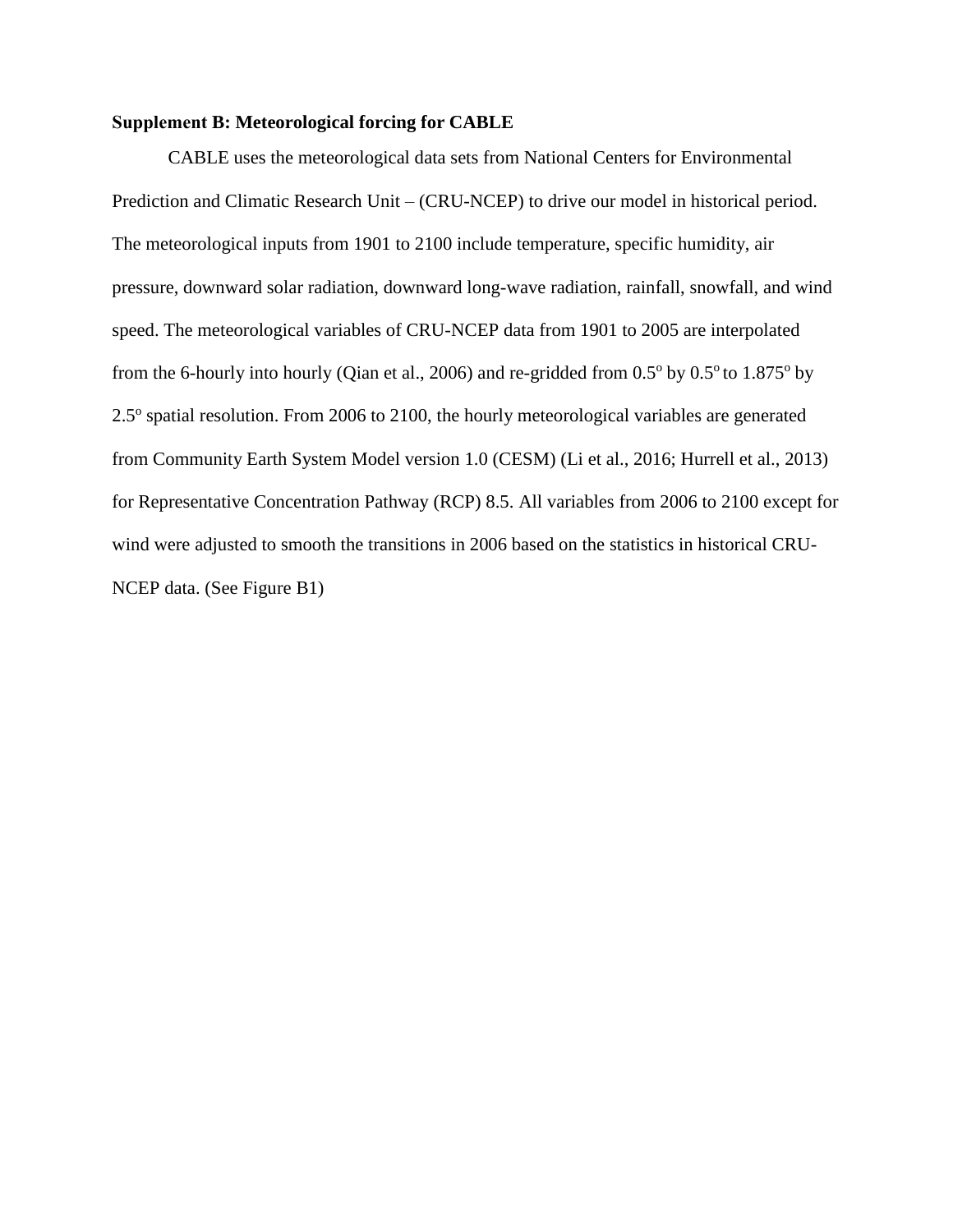**Supplement B: Meteorological forcing for CABLE**

CABLE uses the meteorological data sets from National Centers for Environmental Prediction and Climatic Research Unit – (CRU-NCEP) to drive our model in historical period. The meteorological inputs from 1901 to 2100 include temperature, specific humidity, air pressure, downward solar radiation, downward long-wave radiation, rainfall, snowfall, and wind speed. The meteorological variables of CRU-NCEP data from 1901 to 2005 are interpolated from the 6-hourly into hourly (Qian et al., 2006) and re-gridded from $0.5^o$ by $0.5^o$ to $1.875^o$ by $2.5^o$ spatial resolution. From 2006 to 2100, the hourly meteorological variables are generated from Community Earth System Model version 1.0 (CESM) (Li et al., 2016; Hurrell et al., 2013) for Representative Concentration Pathway (RCP) 8.5. All variables from 2006 to 2100 except for wind were adjusted to smooth the transitions in 2006 based on the statistics in historical CRU-NCEP data. (See Figure B1)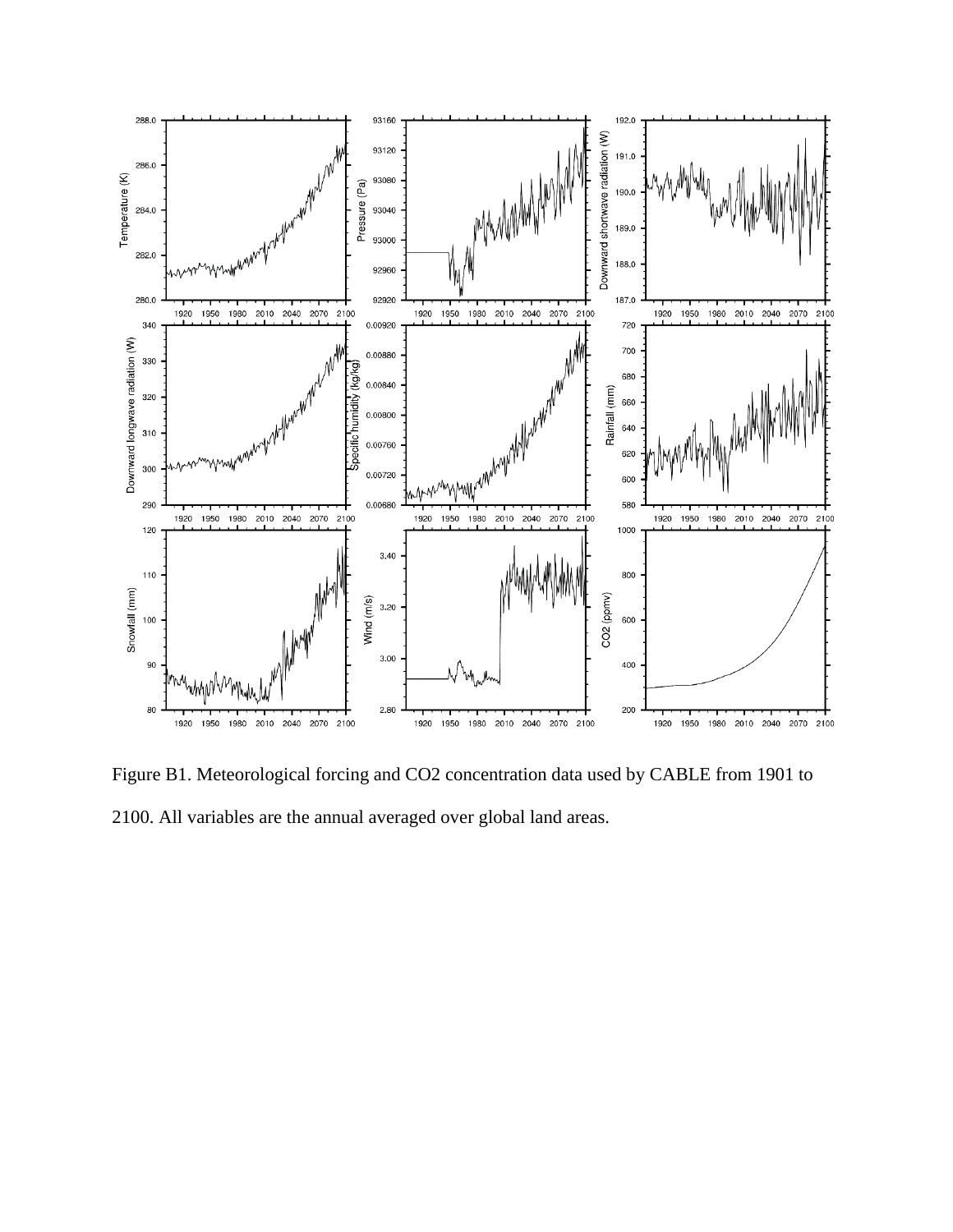Figure B1. Meteorological forcing and CO2 concentration data used by CABLE from 1901 to 2100. All variables are the annual averaged over global land areas.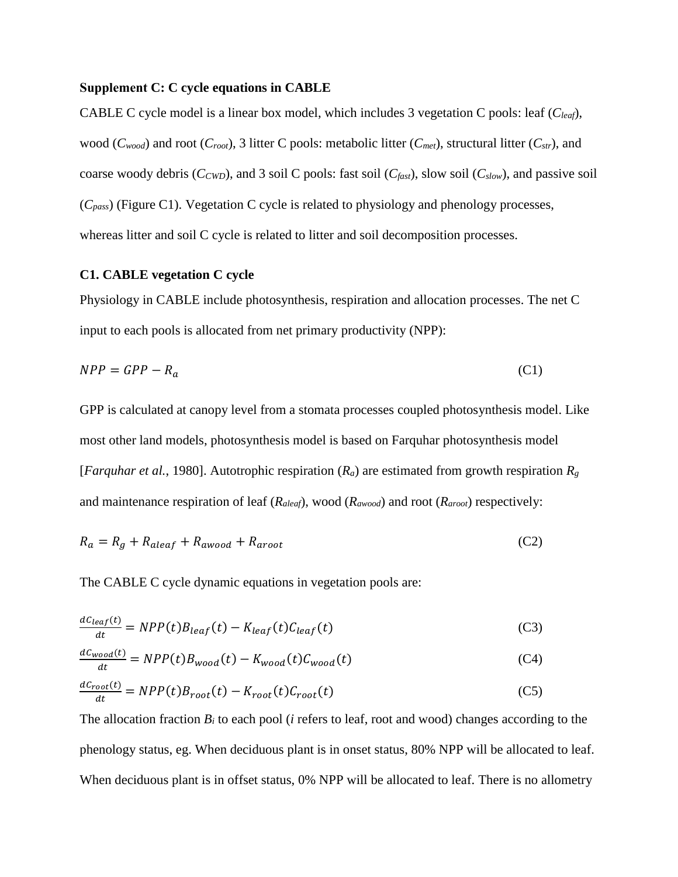**Supplement C: C cycle equations in CABLE**

CABLE C cycle model is a linear box model, which includes 3 vegetation C pools: leaf ($C_{leaf}$), wood ($C_{wood}$) and root ($C_{root}$), 3 litter C pools: metabolic litter ($C_{met}$), structural litter ($C_{str}$), and coarse woody debris ($C_{CWD}$), and 3 soil C pools: fast soil ($C_{fast}$), slow soil ($C_{slow}$), and passive soil ($C_{pass}$) (Figure C1). Vegetation C cycle is related to physiology and phenology processes, whereas litter and soil C cycle is related to litter and soil decomposition processes.

**C1. CABLE vegetation C cycle**

Physiology in CABLE include photosynthesis, respiration and allocation processes. The net C input to each pools is allocated from net primary productivity (NPP):

$$NPP = GPP - R_a \tag{C1}$$

GPP is calculated at canopy level from a stomata processes coupled photosynthesis model. Like most other land models, photosynthesis model is based on Farquhar photosynthesis model [*Farquhar et al.*, 1980]. Autotrophic respiration ($R_a$) are estimated from growth respiration $R_g$ and maintenance respiration of leaf ($R_{aleaf}$), wood ($R_{awood}$) and root ($R_{aroot}$) respectively:

$$R_a = R_g + R_{aleaf} + R_{awood} + R_{aroot} \tag{C2}$$

The CABLE C cycle dynamic equations in vegetation pools are:

$$\frac{dC_{leaf}(t)}{dt} = NPP(t)B_{leaf}(t) - K_{leaf}(t)C_{leaf}(t) \tag{C3}$$

$$\frac{dC_{wood}(t)}{dt} = NPP(t)B_{wood}(t) - K_{wood}(t)C_{wood}(t) \tag{C4}$$

$$\frac{dC_{root}(t)}{dt} = NPP(t)B_{root}(t) - K_{root}(t)C_{root}(t) \tag{C5}$$

The allocation fraction $B_i$ to each pool (*i* refers to leaf, root and wood) changes according to the phenology status, eg. When deciduous plant is in onset status, 80% NPP will be allocated to leaf. When deciduous plant is in offset status, 0% NPP will be allocated to leaf. There is no allometry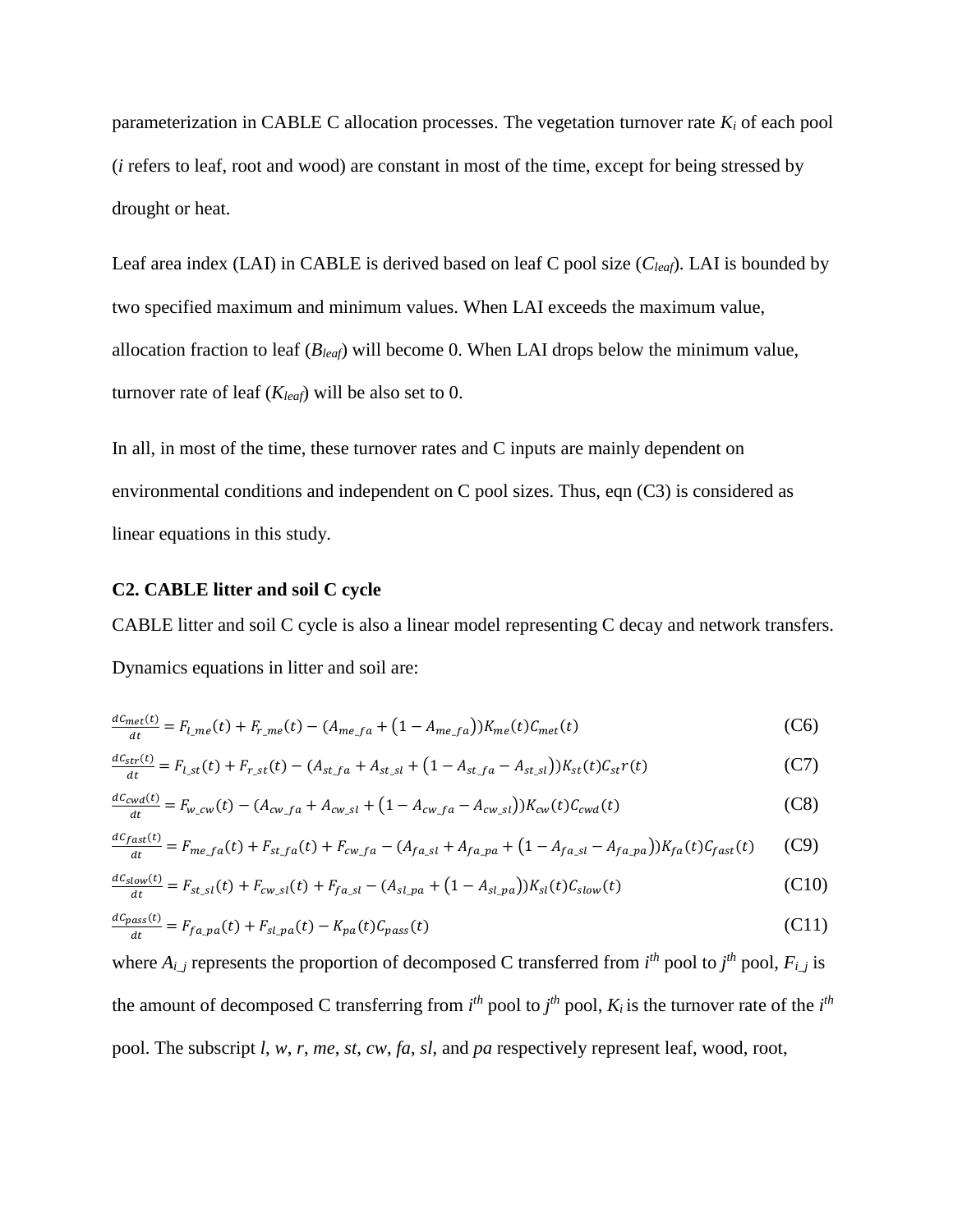parameterization in CABLE C allocation processes. The vegetation turnover rate $K_i$ of each pool ($i$ refers to leaf, root and wood) are constant in most of the time, except for being stressed by drought or heat.

Leaf area index (LAI) in CABLE is derived based on leaf C pool size ($C_{leaf}$). LAI is bounded by two specified maximum and minimum values. When LAI exceeds the maximum value, allocation fraction to leaf ($B_{leaf}$) will become 0. When LAI drops below the minimum value, turnover rate of leaf ($K_{leaf}$) will be also set to 0.

In all, in most of the time, these turnover rates and C inputs are mainly dependent on environmental conditions and independent on C pool sizes. Thus, eqn (C3) is considered as linear equations in this study.

### C2. CABLE litter and soil C cycle

CABLE litter and soil C cycle is also a linear model representing C decay and network transfers. Dynamics equations in litter and soil are:

$$\frac{dC_{met}(t)}{dt} = F_{l\_me}(t) + F_{r\_me}(t) - (A_{me\_fa} + (1 - A_{me\_fa}))K_{me}(t)C_{met}(t) \tag{C6}$$

$$\frac{dC_{str}(t)}{dt} = F_{l\_st}(t) + F_{r\_st}(t) - (A_{st\_fa} + A_{st\_sl} + (1 - A_{st\_fa} - A_{st\_sl}))K_{st}(t)C_{st}r(t) \tag{C7}$$

$$\frac{dC_{cwd}(t)}{dt} = F_{w\_cw}(t) - (A_{cw\_fa} + A_{cw\_sl} + (1 - A_{cw\_fa} - A_{cw\_sl}))K_{cw}(t)C_{cwd}(t) \tag{C8}$$

$$\frac{dC_{fast}(t)}{dt} = F_{me\_fa}(t) + F_{st\_fa}(t) + F_{cw\_fa} - (A_{fa\_sl} + A_{fa\_pa} + (1 - A_{fa\_sl} - A_{fa\_pa}))K_{fa}(t)C_{fast}(t) \tag{C9}$$

$$\frac{dC_{slow}(t)}{dt} = F_{st\_sl}(t) + F_{cw\_sl}(t) + F_{fa\_sl} - (A_{sl\_pa} + (1 - A_{sl\_pa}))K_{sl}(t)C_{slow}(t) \tag{C10}$$

$$\frac{dC_{pass}(t)}{dt} = F_{fa\_pa}(t) + F_{sl\_pa}(t) - K_{pa}(t)C_{pass}(t) \tag{C11}$$

where $A_{i\_j}$ represents the proportion of decomposed C transferred from $i^{th}$ pool to $j^{th}$ pool, $F_{i\_j}$ is the amount of decomposed C transferring from $i^{th}$ pool to $j^{th}$ pool, $K_i$ is the turnover rate of the $i^{th}$ pool. The subscript $l$, $w$, $r$, $me$, $st$, $cw$, $fa$, $sl$, and $pa$ respectively represent leaf, wood, root,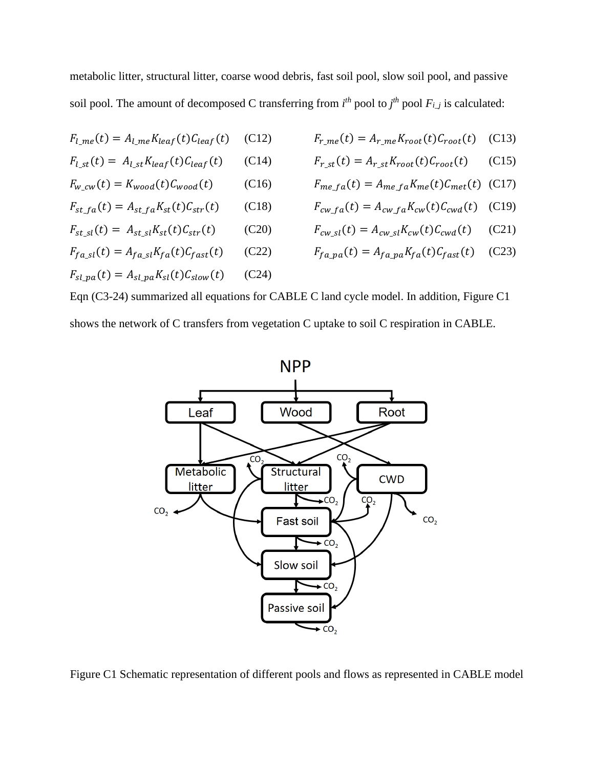metabolic litter, structural litter, coarse wood debris, fast soil pool, slow soil pool, and passive soil pool. The amount of decomposed C transferring from $i^{th}$ pool to $j^{th}$ pool $F_{i\_j}$ is calculated:

$$F_{l\_me}(t) = A_{l\_me}K_{leaf}(t)C_{leaf}(t) \quad \text{(C12)}$$

$$F_{r\_me}(t) = A_{r\_me}K_{root}(t)C_{root}(t) \quad \text{(C13)}$$

$$F_{l\_st}(t) = A_{l\_st}K_{leaf}(t)C_{leaf}(t) \quad \text{(C14)}$$

$$F_{r\_st}(t) = A_{r\_st}K_{root}(t)C_{root}(t) \quad \text{(C15)}$$

$$F_{w\_cw}(t) = K_{wood}(t)C_{wood}(t) \quad \text{(C16)}$$

$$F_{me\_fa}(t) = A_{me\_fa}K_{me}(t)C_{met}(t) \quad \text{(C17)}$$

$$F_{st\_fa}(t) = A_{st\_fa}K_{st}(t)C_{str}(t) \quad \text{(C18)}$$

$$F_{cw\_fa}(t) = A_{cw\_fa}K_{cw}(t)C_{cwd}(t) \quad \text{(C19)}$$

$$F_{st\_sl}(t) = A_{st\_sl}K_{st}(t)C_{str}(t) \quad \text{(C20)}$$

$$F_{cw\_sl}(t) = A_{cw\_sl}K_{cw}(t)C_{cwd}(t) \quad \text{(C21)}$$

$$F_{fa\_sl}(t) = A_{fa\_sl}K_{fa}(t)C_{fast}(t) \quad \text{(C22)}$$

$$F_{fa\_pa}(t) = A_{fa\_pa}K_{fa}(t)C_{fast}(t) \quad \text{(C23)}$$

$$F_{sl\_pa}(t) = A_{sl\_pa}K_{sl}(t)C_{slow}(t) \quad \text{(C24)}$$

Eqn (C3-24) summarized all equations for CABLE C land cycle model. In addition, Figure C1 shows the network of C transfers from vegetation C uptake to soil C respiration in CABLE.

NPP

Leaf

Wood

Root

Metabolic litter

Structural litter

CWD

Fast soil

Slow soil

Passive soil

$CO_2$

Figure C1 Schematic representation of different pools and flows as represented in CABLE model